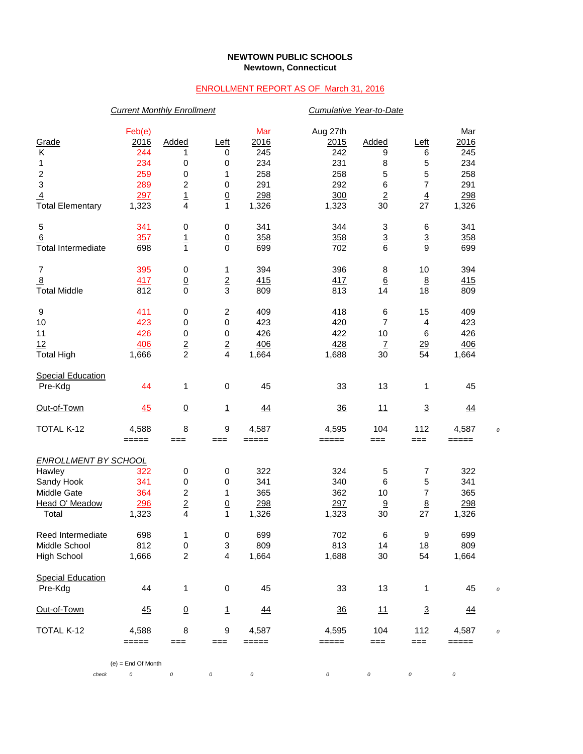**NEWTOWN PUBLIC SCHOOLS**
**Newtown, Connecticut**

ENROLLMENT REPORT AS OF March 31, 2016

| | *Current Monthly Enrollment* | | | | *Cumulative Year-to-Date* | | | | |
|---|---|---|---|---|---|---|---|---|---|
| Grade | Feb(e) 2016 | Added | Left | Mar 2016 | Aug 27th 2015 | Added | Left | Mar 2016 | |
| K | 244 | 1 | 0 | 245 | 242 | 9 | 6 | 245 | |
| 1 | 234 | 0 | 0 | 234 | 231 | 8 | 5 | 234 | |
| 2 | 259 | 0 | 1 | 258 | 258 | 5 | 5 | 258 | |
| 3 | 289 | 2 | 0 | 291 | 292 | 6 | 7 | 291 | |
| 4 | 297 | 1 | 0 | 298 | 300 | 2 | 4 | 298 | |
| Total Elementary | 1,323 | 4 | 1 | 1,326 | 1,323 | 30 | 27 | 1,326 | |
| | | | | | | | | | |
| 5 | 341 | 0 | 0 | 341 | 344 | 3 | 6 | 341 | |
| 6 | 357 | 1 | 0 | 358 | 358 | 3 | 3 | 358 | |
| Total Intermediate | 698 | 1 | 0 | 699 | 702 | 6 | 9 | 699 | |
| | | | | | | | | | |
| 7 | 395 | 0 | 1 | 394 | 396 | 8 | 10 | 394 | |
| 8 | 417 | 0 | 2 | 415 | 417 | 6 | 8 | 415 | |
| Total Middle | 812 | 0 | 3 | 809 | 813 | 14 | 18 | 809 | |
| | | | | | | | | | |
| 9 | 411 | 0 | 2 | 409 | 418 | 6 | 15 | 409 | |
| 10 | 423 | 0 | 0 | 423 | 420 | 7 | 4 | 423 | |
| 11 | 426 | 0 | 0 | 426 | 422 | 10 | 6 | 426 | |
| 12 | 406 | 2 | 2 | 406 | 428 | 7 | 29 | 406 | |
| Total High | 1,666 | 2 | 4 | 1,664 | 1,688 | 30 | 54 | 1,664 | |
| | | | | | | | | | |
| Special Education Pre-Kdg | 44 | 1 | 0 | 45 | 33 | 13 | 1 | 45 | |
| | | | | | | | | | |
| Out-of-Town | 45 | 0 | 1 | 44 | 36 | 11 | 3 | 44 | |
| | | | | | | | | | |
| TOTAL K-12 | 4,588 | 8 | 9 | 4,587 | 4,595 | 104 | 112 | 4,587 | 0 |
| | ===== | === | === | ===== | ===== | === | === | ===== | |
| | | | | | | | | | |
| *ENROLLMENT BY SCHOOL* | | | | | | | | | |
| Hawley | 322 | 0 | 0 | 322 | 324 | 5 | 7 | 322 | |
| Sandy Hook | 341 | 0 | 0 | 341 | 340 | 6 | 5 | 341 | |
| Middle Gate | 364 | 2 | 1 | 365 | 362 | 10 | 7 | 365 | |
| Head O' Meadow | 296 | 2 | 0 | 298 | 297 | 9 | 8 | 298 | |
| Total | 1,323 | 4 | 1 | 1,326 | 1,323 | 30 | 27 | 1,326 | |
| | | | | | | | | | |
| Reed Intermediate | 698 | 1 | 0 | 699 | 702 | 6 | 9 | 699 | |
| Middle School | 812 | 0 | 3 | 809 | 813 | 14 | 18 | 809 | |
| High School | 1,666 | 2 | 4 | 1,664 | 1,688 | 30 | 54 | 1,664 | |
| | | | | | | | | | |
| Special Education Pre-Kdg | 44 | 1 | 0 | 45 | 33 | 13 | 1 | 45 | 0 |
| | | | | | | | | | |
| Out-of-Town | 45 | 0 | 1 | 44 | 36 | 11 | 3 | 44 | |
| | | | | | | | | | |
| TOTAL K-12 | 4,588 | 8 | 9 | 4,587 | 4,595 | 104 | 112 | 4,587 | 0 |
| | ===== | === | === | ===== | ===== | === | === | ===== | |
| check | 0 | 0 | 0 | 0 | 0 | 0 | 0 | 0 | |

(e) = End Of Month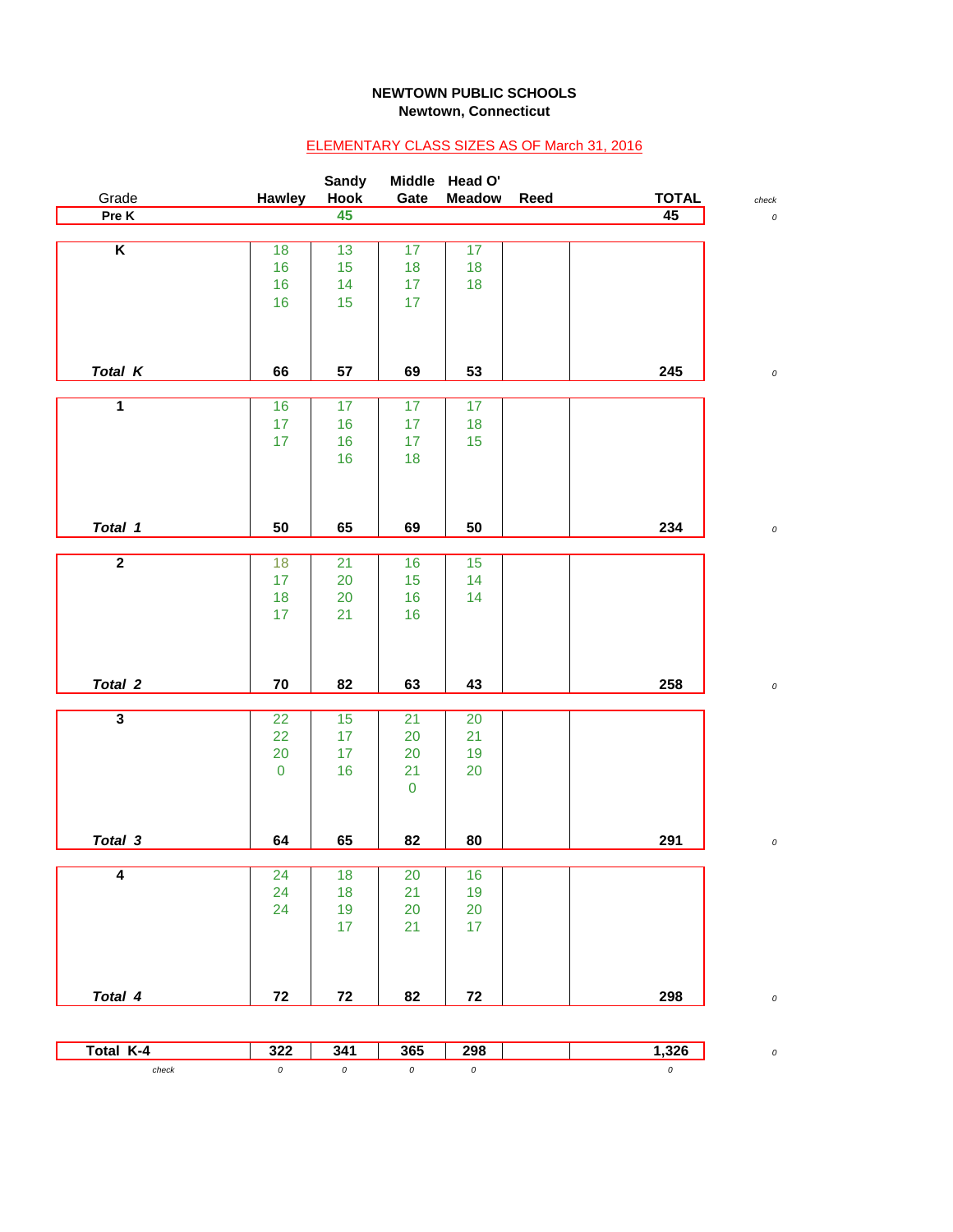**NEWTOWN PUBLIC SCHOOLS**
**Newtown, Connecticut**

ELEMENTARY CLASS SIZES AS OF March 31, 2016

| Grade | Hawley | Sandy Hook | Middle Gate | Head O' Meadow | Reed | TOTAL | check |
|---|---|---|---|---|---|---|---|
| **Pre K** | | 45 | | | | **45** | 0 |
| **K** | 18 | 13 | 17 | 17 | | | |
| | 16 | 15 | 18 | 18 | | | |
| | 16 | 14 | 17 | 18 | | | |
| | 16 | 15 | 17 | | | | |
| ***Total K*** | **66** | **57** | **69** | **53** | | **245** | 0 |
| **1** | 16 | 17 | 17 | 17 | | | |
| | 17 | 16 | 17 | 18 | | | |
| | 17 | 16 | 17 | 15 | | | |
| | | 16 | 18 | | | | |
| ***Total 1*** | **50** | **65** | **69** | **50** | | **234** | 0 |
| **2** | 18 | 21 | 16 | 15 | | | |
| | 17 | 20 | 15 | 14 | | | |
| | 18 | 20 | 16 | 14 | | | |
| | 17 | 21 | 16 | | | | |
| ***Total 2*** | **70** | **82** | **63** | **43** | | **258** | 0 |
| **3** | 22 | 15 | 21 | 20 | | | |
| | 22 | 17 | 20 | 21 | | | |
| | 20 | 17 | 20 | 19 | | | |
| | 0 | 16 | 21 | 20 | | | |
| | | | 0 | | | | |
| ***Total 3*** | **64** | **65** | **82** | **80** | | **291** | 0 |
| **4** | 24 | 18 | 20 | 16 | | | |
| | 24 | 18 | 21 | 19 | | | |
| | 24 | 19 | 20 | 20 | | | |
| | | 17 | 21 | 17 | | | |
| ***Total 4*** | **72** | **72** | **82** | **72** | | **298** | 0 |
| **Total K-4** | **322** | **341** | **365** | **298** | | **1,326** | 0 |
| *check* | *0* | *0* | *0* | *0* | | *0* | |